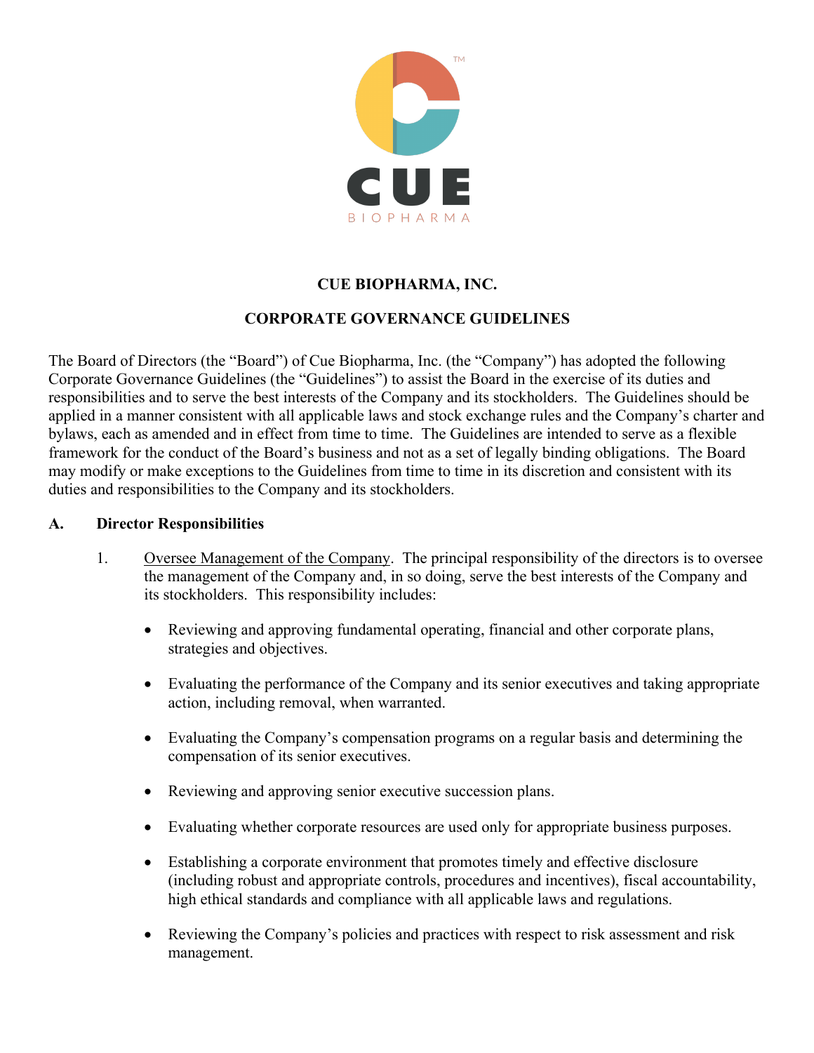# CUE BIOPHARMA, INC.

## CORPORATE GOVERNANCE GUIDELINES

The Board of Directors (the "Board") of Cue Biopharma, Inc. (the "Company") has adopted the following Corporate Governance Guidelines (the "Guidelines") to assist the Board in the exercise of its duties and responsibilities and to serve the best interests of the Company and its stockholders. The Guidelines should be applied in a manner consistent with all applicable laws and stock exchange rules and the Company's charter and bylaws, each as amended and in effect from time to time. The Guidelines are intended to serve as a flexible framework for the conduct of the Board's business and not as a set of legally binding obligations. The Board may modify or make exceptions to the Guidelines from time to time in its discretion and consistent with its duties and responsibilities to the Company and its stockholders.

### A. Director Responsibilities

1. Oversee Management of the Company. The principal responsibility of the directors is to oversee the management of the Company and, in so doing, serve the best interests of the Company and its stockholders. This responsibility includes:

   - Reviewing and approving fundamental operating, financial and other corporate plans, strategies and objectives.
   - Evaluating the performance of the Company and its senior executives and taking appropriate action, including removal, when warranted.
   - Evaluating the Company's compensation programs on a regular basis and determining the compensation of its senior executives.
   - Reviewing and approving senior executive succession plans.
   - Evaluating whether corporate resources are used only for appropriate business purposes.
   - Establishing a corporate environment that promotes timely and effective disclosure (including robust and appropriate controls, procedures and incentives), fiscal accountability, high ethical standards and compliance with all applicable laws and regulations.
   - Reviewing the Company's policies and practices with respect to risk assessment and risk management.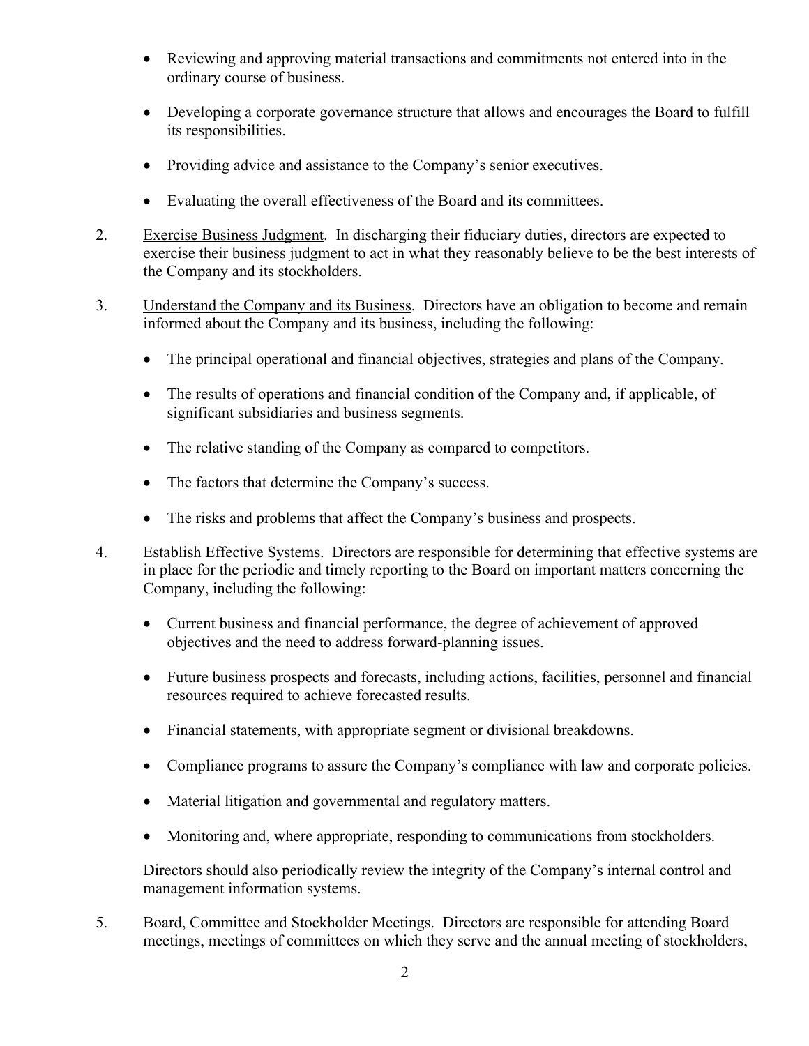- Reviewing and approving material transactions and commitments not entered into in the ordinary course of business.

- Developing a corporate governance structure that allows and encourages the Board to fulfill its responsibilities.

- Providing advice and assistance to the Company's senior executives.

- Evaluating the overall effectiveness of the Board and its committees.

2. Exercise Business Judgment. In discharging their fiduciary duties, directors are expected to exercise their business judgment to act in what they reasonably believe to be the best interests of the Company and its stockholders.

3. Understand the Company and its Business. Directors have an obligation to become and remain informed about the Company and its business, including the following:

   - The principal operational and financial objectives, strategies and plans of the Company.

   - The results of operations and financial condition of the Company and, if applicable, of significant subsidiaries and business segments.

   - The relative standing of the Company as compared to competitors.

   - The factors that determine the Company's success.

   - The risks and problems that affect the Company's business and prospects.

4. Establish Effective Systems. Directors are responsible for determining that effective systems are in place for the periodic and timely reporting to the Board on important matters concerning the Company, including the following:

   - Current business and financial performance, the degree of achievement of approved objectives and the need to address forward-planning issues.

   - Future business prospects and forecasts, including actions, facilities, personnel and financial resources required to achieve forecasted results.

   - Financial statements, with appropriate segment or divisional breakdowns.

   - Compliance programs to assure the Company's compliance with law and corporate policies.

   - Material litigation and governmental and regulatory matters.

   - Monitoring and, where appropriate, responding to communications from stockholders.

   Directors should also periodically review the integrity of the Company's internal control and management information systems.

5. Board, Committee and Stockholder Meetings. Directors are responsible for attending Board meetings, meetings of committees on which they serve and the annual meeting of stockholders,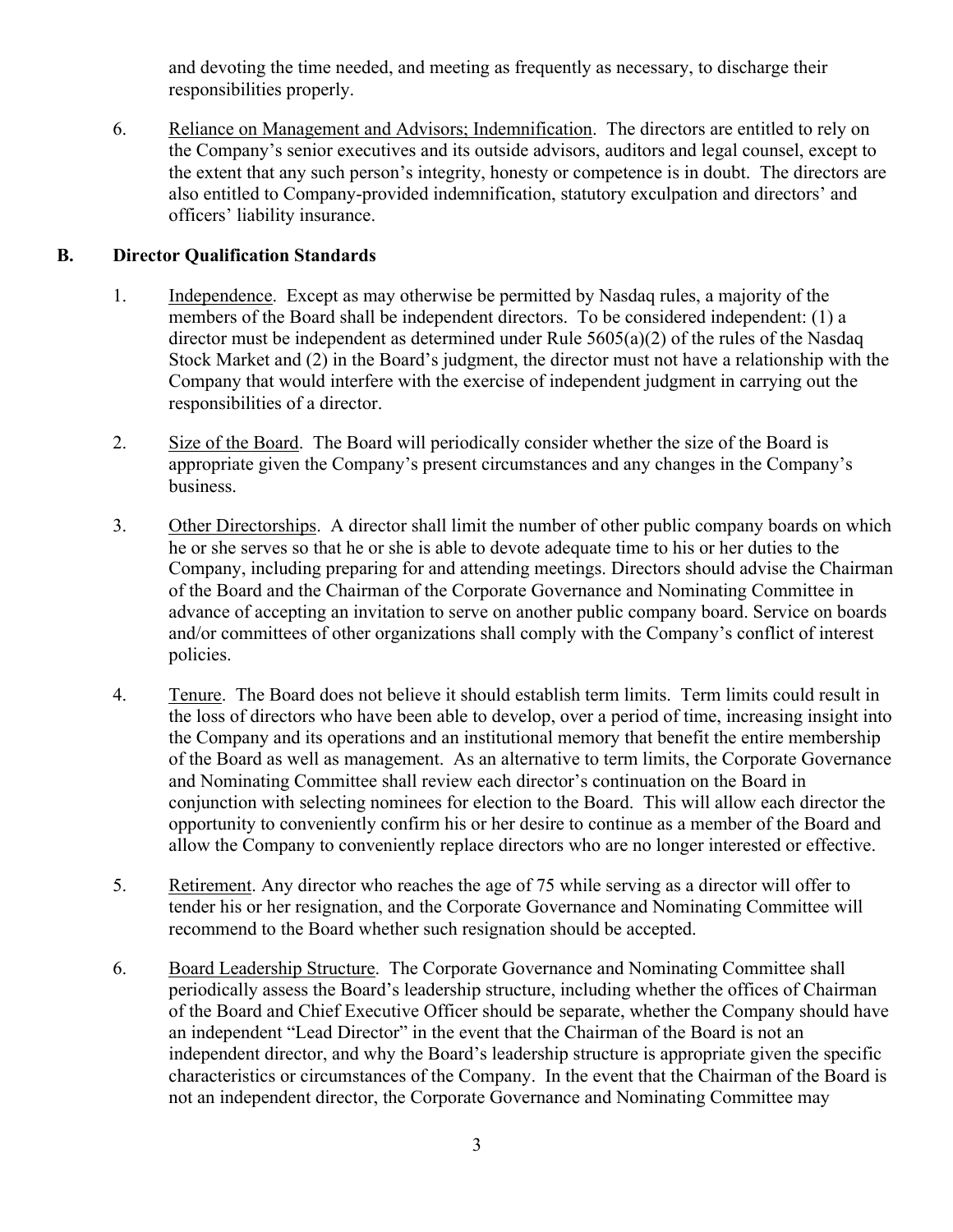and devoting the time needed, and meeting as frequently as necessary, to discharge their responsibilities properly.

6. Reliance on Management and Advisors; Indemnification. The directors are entitled to rely on the Company's senior executives and its outside advisors, auditors and legal counsel, except to the extent that any such person's integrity, honesty or competence is in doubt. The directors are also entitled to Company-provided indemnification, statutory exculpation and directors' and officers' liability insurance.

## B. Director Qualification Standards

1. Independence. Except as may otherwise be permitted by Nasdaq rules, a majority of the members of the Board shall be independent directors. To be considered independent: (1) a director must be independent as determined under Rule 5605(a)(2) of the rules of the Nasdaq Stock Market and (2) in the Board's judgment, the director must not have a relationship with the Company that would interfere with the exercise of independent judgment in carrying out the responsibilities of a director.

2. Size of the Board. The Board will periodically consider whether the size of the Board is appropriate given the Company's present circumstances and any changes in the Company's business.

3. Other Directorships. A director shall limit the number of other public company boards on which he or she serves so that he or she is able to devote adequate time to his or her duties to the Company, including preparing for and attending meetings. Directors should advise the Chairman of the Board and the Chairman of the Corporate Governance and Nominating Committee in advance of accepting an invitation to serve on another public company board. Service on boards and/or committees of other organizations shall comply with the Company's conflict of interest policies.

4. Tenure. The Board does not believe it should establish term limits. Term limits could result in the loss of directors who have been able to develop, over a period of time, increasing insight into the Company and its operations and an institutional memory that benefit the entire membership of the Board as well as management. As an alternative to term limits, the Corporate Governance and Nominating Committee shall review each director's continuation on the Board in conjunction with selecting nominees for election to the Board. This will allow each director the opportunity to conveniently confirm his or her desire to continue as a member of the Board and allow the Company to conveniently replace directors who are no longer interested or effective.

5. Retirement. Any director who reaches the age of 75 while serving as a director will offer to tender his or her resignation, and the Corporate Governance and Nominating Committee will recommend to the Board whether such resignation should be accepted.

6. Board Leadership Structure. The Corporate Governance and Nominating Committee shall periodically assess the Board's leadership structure, including whether the offices of Chairman of the Board and Chief Executive Officer should be separate, whether the Company should have an independent "Lead Director" in the event that the Chairman of the Board is not an independent director, and why the Board's leadership structure is appropriate given the specific characteristics or circumstances of the Company. In the event that the Chairman of the Board is not an independent director, the Corporate Governance and Nominating Committee may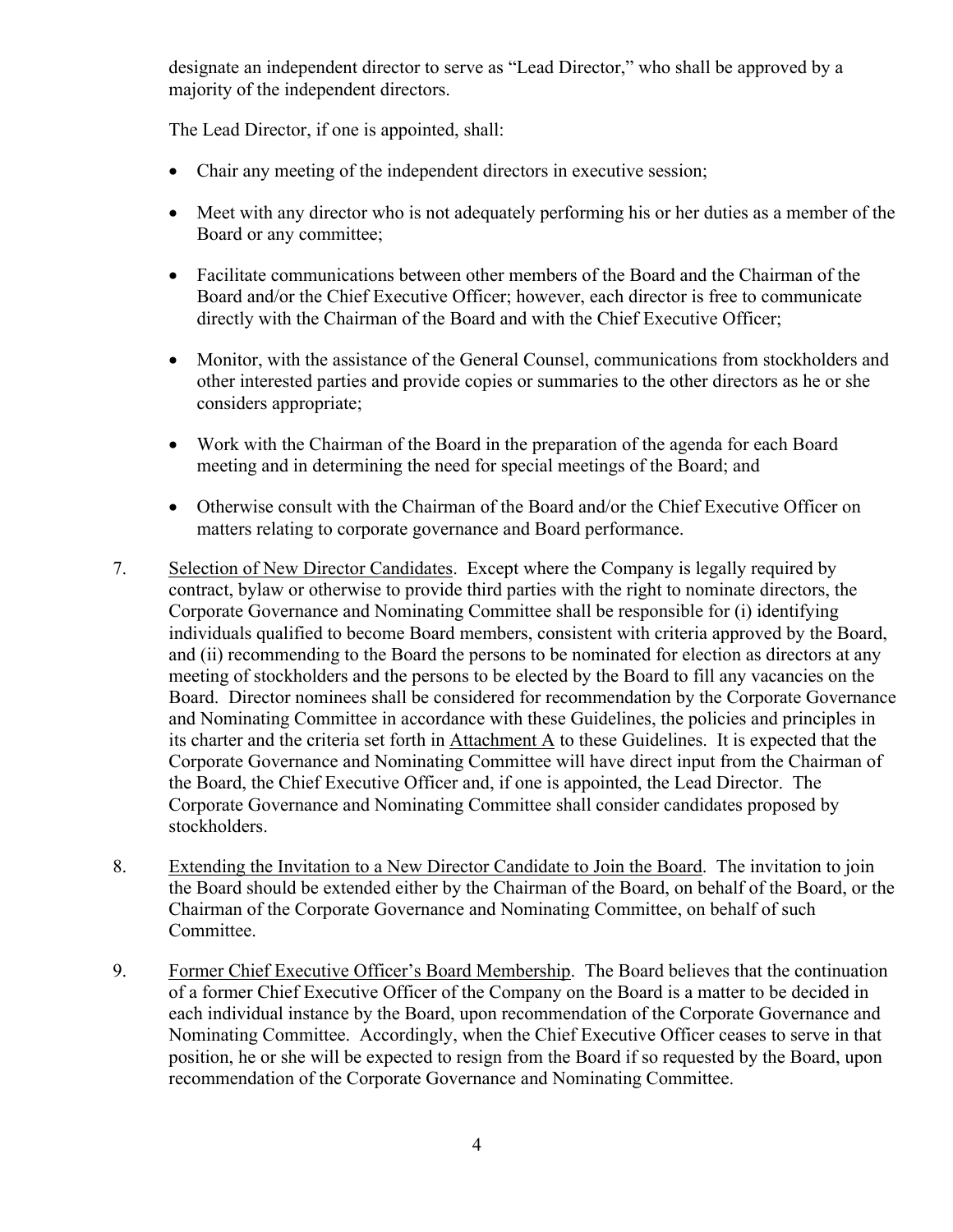designate an independent director to serve as "Lead Director," who shall be approved by a majority of the independent directors.

The Lead Director, if one is appointed, shall:

- Chair any meeting of the independent directors in executive session;
- Meet with any director who is not adequately performing his or her duties as a member of the Board or any committee;
- Facilitate communications between other members of the Board and the Chairman of the Board and/or the Chief Executive Officer; however, each director is free to communicate directly with the Chairman of the Board and with the Chief Executive Officer;
- Monitor, with the assistance of the General Counsel, communications from stockholders and other interested parties and provide copies or summaries to the other directors as he or she considers appropriate;
- Work with the Chairman of the Board in the preparation of the agenda for each Board meeting and in determining the need for special meetings of the Board; and
- Otherwise consult with the Chairman of the Board and/or the Chief Executive Officer on matters relating to corporate governance and Board performance.

7. Selection of New Director Candidates. Except where the Company is legally required by contract, bylaw or otherwise to provide third parties with the right to nominate directors, the Corporate Governance and Nominating Committee shall be responsible for (i) identifying individuals qualified to become Board members, consistent with criteria approved by the Board, and (ii) recommending to the Board the persons to be nominated for election as directors at any meeting of stockholders and the persons to be elected by the Board to fill any vacancies on the Board. Director nominees shall be considered for recommendation by the Corporate Governance and Nominating Committee in accordance with these Guidelines, the policies and principles in its charter and the criteria set forth in Attachment A to these Guidelines. It is expected that the Corporate Governance and Nominating Committee will have direct input from the Chairman of the Board, the Chief Executive Officer and, if one is appointed, the Lead Director. The Corporate Governance and Nominating Committee shall consider candidates proposed by stockholders.

8. Extending the Invitation to a New Director Candidate to Join the Board. The invitation to join the Board should be extended either by the Chairman of the Board, on behalf of the Board, or the Chairman of the Corporate Governance and Nominating Committee, on behalf of such Committee.

9. Former Chief Executive Officer's Board Membership. The Board believes that the continuation of a former Chief Executive Officer of the Company on the Board is a matter to be decided in each individual instance by the Board, upon recommendation of the Corporate Governance and Nominating Committee. Accordingly, when the Chief Executive Officer ceases to serve in that position, he or she will be expected to resign from the Board if so requested by the Board, upon recommendation of the Corporate Governance and Nominating Committee.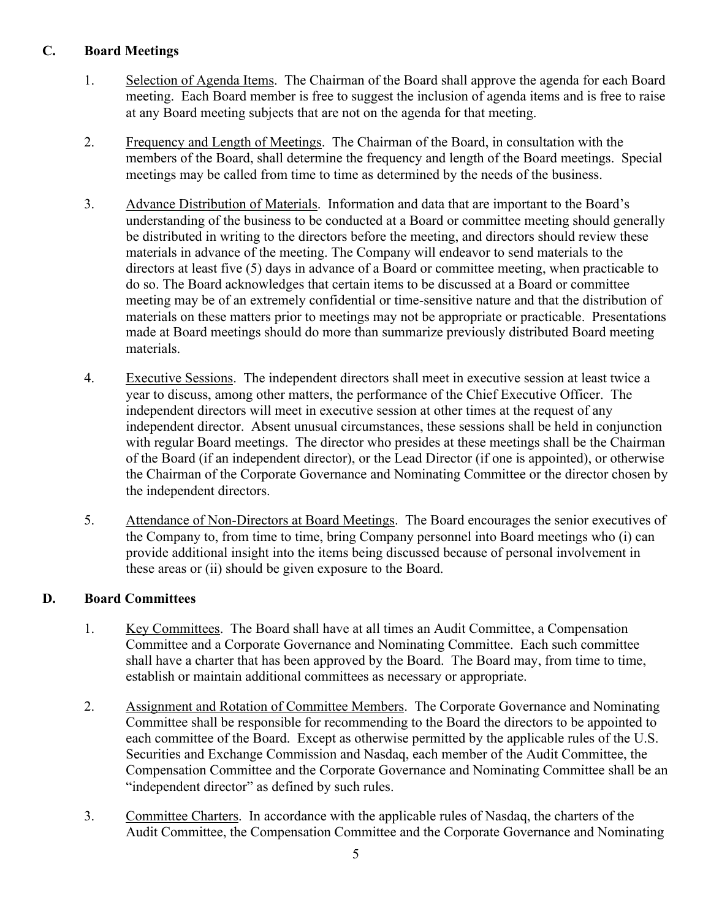## C. Board Meetings

1. Selection of Agenda Items. The Chairman of the Board shall approve the agenda for each Board meeting. Each Board member is free to suggest the inclusion of agenda items and is free to raise at any Board meeting subjects that are not on the agenda for that meeting.

2. Frequency and Length of Meetings. The Chairman of the Board, in consultation with the members of the Board, shall determine the frequency and length of the Board meetings. Special meetings may be called from time to time as determined by the needs of the business.

3. Advance Distribution of Materials. Information and data that are important to the Board's understanding of the business to be conducted at a Board or committee meeting should generally be distributed in writing to the directors before the meeting, and directors should review these materials in advance of the meeting. The Company will endeavor to send materials to the directors at least five (5) days in advance of a Board or committee meeting, when practicable to do so. The Board acknowledges that certain items to be discussed at a Board or committee meeting may be of an extremely confidential or time-sensitive nature and that the distribution of materials on these matters prior to meetings may not be appropriate or practicable. Presentations made at Board meetings should do more than summarize previously distributed Board meeting materials.

4. Executive Sessions. The independent directors shall meet in executive session at least twice a year to discuss, among other matters, the performance of the Chief Executive Officer. The independent directors will meet in executive session at other times at the request of any independent director. Absent unusual circumstances, these sessions shall be held in conjunction with regular Board meetings. The director who presides at these meetings shall be the Chairman of the Board (if an independent director), or the Lead Director (if one is appointed), or otherwise the Chairman of the Corporate Governance and Nominating Committee or the director chosen by the independent directors.

5. Attendance of Non-Directors at Board Meetings. The Board encourages the senior executives of the Company to, from time to time, bring Company personnel into Board meetings who (i) can provide additional insight into the items being discussed because of personal involvement in these areas or (ii) should be given exposure to the Board.

## D. Board Committees

1. Key Committees. The Board shall have at all times an Audit Committee, a Compensation Committee and a Corporate Governance and Nominating Committee. Each such committee shall have a charter that has been approved by the Board. The Board may, from time to time, establish or maintain additional committees as necessary or appropriate.

2. Assignment and Rotation of Committee Members. The Corporate Governance and Nominating Committee shall be responsible for recommending to the Board the directors to be appointed to each committee of the Board. Except as otherwise permitted by the applicable rules of the U.S. Securities and Exchange Commission and Nasdaq, each member of the Audit Committee, the Compensation Committee and the Corporate Governance and Nominating Committee shall be an "independent director" as defined by such rules.

3. Committee Charters. In accordance with the applicable rules of Nasdaq, the charters of the Audit Committee, the Compensation Committee and the Corporate Governance and Nominating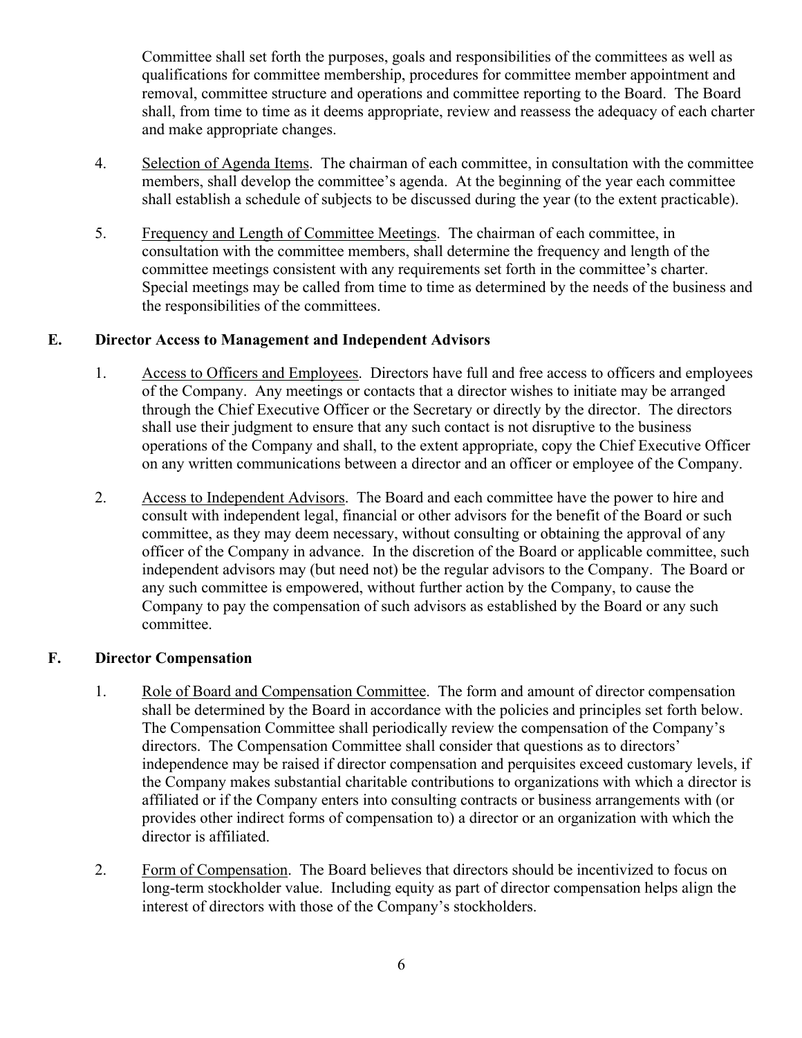Committee shall set forth the purposes, goals and responsibilities of the committees as well as qualifications for committee membership, procedures for committee member appointment and removal, committee structure and operations and committee reporting to the Board. The Board shall, from time to time as it deems appropriate, review and reassess the adequacy of each charter and make appropriate changes.

4. Selection of Agenda Items. The chairman of each committee, in consultation with the committee members, shall develop the committee's agenda. At the beginning of the year each committee shall establish a schedule of subjects to be discussed during the year (to the extent practicable).

5. Frequency and Length of Committee Meetings. The chairman of each committee, in consultation with the committee members, shall determine the frequency and length of the committee meetings consistent with any requirements set forth in the committee's charter. Special meetings may be called from time to time as determined by the needs of the business and the responsibilities of the committees.

## E. Director Access to Management and Independent Advisors

1. Access to Officers and Employees. Directors have full and free access to officers and employees of the Company. Any meetings or contacts that a director wishes to initiate may be arranged through the Chief Executive Officer or the Secretary or directly by the director. The directors shall use their judgment to ensure that any such contact is not disruptive to the business operations of the Company and shall, to the extent appropriate, copy the Chief Executive Officer on any written communications between a director and an officer or employee of the Company.

2. Access to Independent Advisors. The Board and each committee have the power to hire and consult with independent legal, financial or other advisors for the benefit of the Board or such committee, as they may deem necessary, without consulting or obtaining the approval of any officer of the Company in advance. In the discretion of the Board or applicable committee, such independent advisors may (but need not) be the regular advisors to the Company. The Board or any such committee is empowered, without further action by the Company, to cause the Company to pay the compensation of such advisors as established by the Board or any such committee.

## F. Director Compensation

1. Role of Board and Compensation Committee. The form and amount of director compensation shall be determined by the Board in accordance with the policies and principles set forth below. The Compensation Committee shall periodically review the compensation of the Company's directors. The Compensation Committee shall consider that questions as to directors' independence may be raised if director compensation and perquisites exceed customary levels, if the Company makes substantial charitable contributions to organizations with which a director is affiliated or if the Company enters into consulting contracts or business arrangements with (or provides other indirect forms of compensation to) a director or an organization with which the director is affiliated.

2. Form of Compensation. The Board believes that directors should be incentivized to focus on long-term stockholder value. Including equity as part of director compensation helps align the interest of directors with those of the Company's stockholders.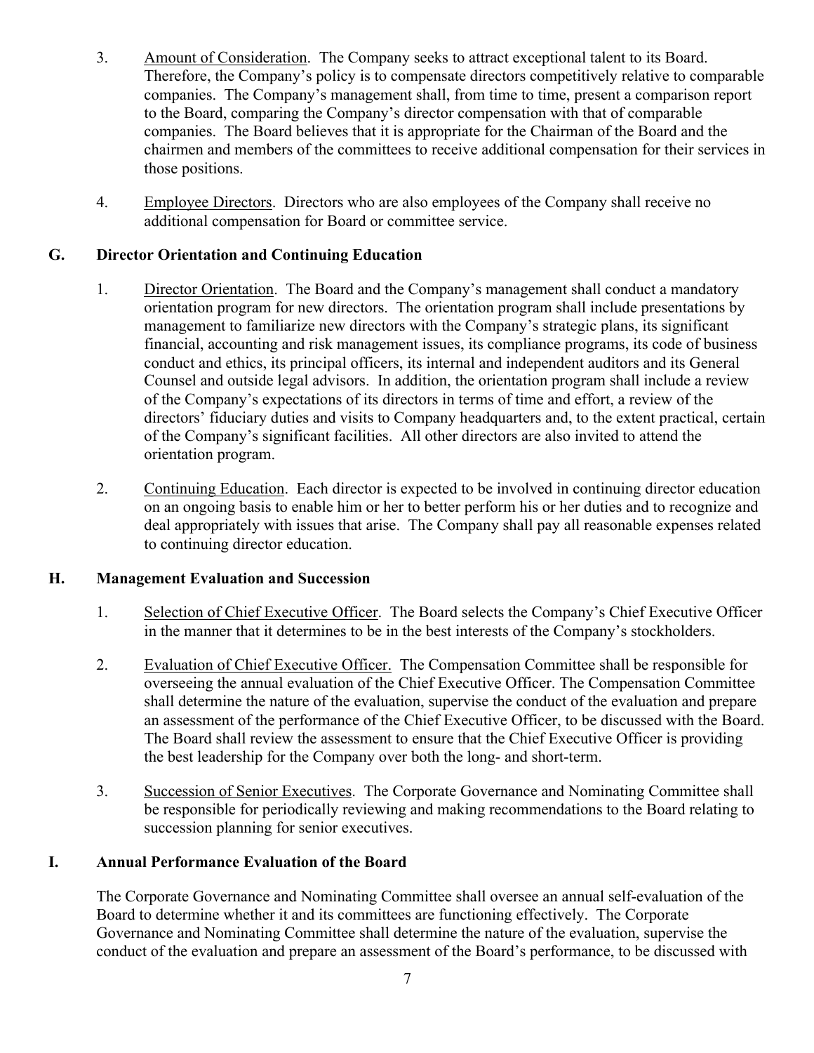3. Amount of Consideration. The Company seeks to attract exceptional talent to its Board. Therefore, the Company's policy is to compensate directors competitively relative to comparable companies. The Company's management shall, from time to time, present a comparison report to the Board, comparing the Company's director compensation with that of comparable companies. The Board believes that it is appropriate for the Chairman of the Board and the chairmen and members of the committees to receive additional compensation for their services in those positions.

4. Employee Directors. Directors who are also employees of the Company shall receive no additional compensation for Board or committee service.

## G. Director Orientation and Continuing Education

1. Director Orientation. The Board and the Company's management shall conduct a mandatory orientation program for new directors. The orientation program shall include presentations by management to familiarize new directors with the Company's strategic plans, its significant financial, accounting and risk management issues, its compliance programs, its code of business conduct and ethics, its principal officers, its internal and independent auditors and its General Counsel and outside legal advisors. In addition, the orientation program shall include a review of the Company's expectations of its directors in terms of time and effort, a review of the directors' fiduciary duties and visits to Company headquarters and, to the extent practical, certain of the Company's significant facilities. All other directors are also invited to attend the orientation program.

2. Continuing Education. Each director is expected to be involved in continuing director education on an ongoing basis to enable him or her to better perform his or her duties and to recognize and deal appropriately with issues that arise. The Company shall pay all reasonable expenses related to continuing director education.

## H. Management Evaluation and Succession

1. Selection of Chief Executive Officer. The Board selects the Company's Chief Executive Officer in the manner that it determines to be in the best interests of the Company's stockholders.

2. Evaluation of Chief Executive Officer. The Compensation Committee shall be responsible for overseeing the annual evaluation of the Chief Executive Officer. The Compensation Committee shall determine the nature of the evaluation, supervise the conduct of the evaluation and prepare an assessment of the performance of the Chief Executive Officer, to be discussed with the Board. The Board shall review the assessment to ensure that the Chief Executive Officer is providing the best leadership for the Company over both the long- and short-term.

3. Succession of Senior Executives. The Corporate Governance and Nominating Committee shall be responsible for periodically reviewing and making recommendations to the Board relating to succession planning for senior executives.

## I. Annual Performance Evaluation of the Board

The Corporate Governance and Nominating Committee shall oversee an annual self-evaluation of the Board to determine whether it and its committees are functioning effectively. The Corporate Governance and Nominating Committee shall determine the nature of the evaluation, supervise the conduct of the evaluation and prepare an assessment of the Board's performance, to be discussed with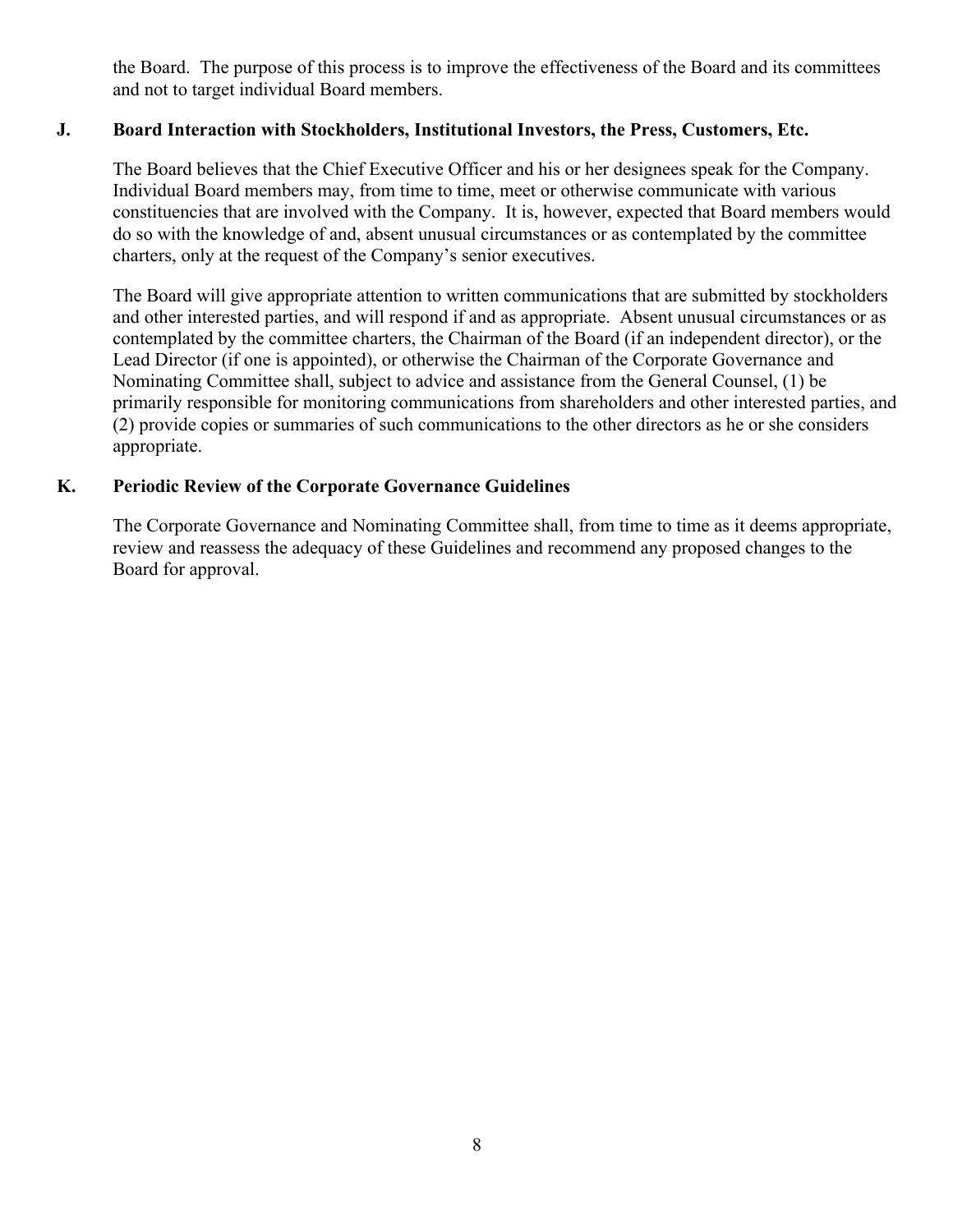the Board. The purpose of this process is to improve the effectiveness of the Board and its committees and not to target individual Board members.

### J. Board Interaction with Stockholders, Institutional Investors, the Press, Customers, Etc.

The Board believes that the Chief Executive Officer and his or her designees speak for the Company. Individual Board members may, from time to time, meet or otherwise communicate with various constituencies that are involved with the Company. It is, however, expected that Board members would do so with the knowledge of and, absent unusual circumstances or as contemplated by the committee charters, only at the request of the Company's senior executives.

The Board will give appropriate attention to written communications that are submitted by stockholders and other interested parties, and will respond if and as appropriate. Absent unusual circumstances or as contemplated by the committee charters, the Chairman of the Board (if an independent director), or the Lead Director (if one is appointed), or otherwise the Chairman of the Corporate Governance and Nominating Committee shall, subject to advice and assistance from the General Counsel, (1) be primarily responsible for monitoring communications from shareholders and other interested parties, and (2) provide copies or summaries of such communications to the other directors as he or she considers appropriate.

### K. Periodic Review of the Corporate Governance Guidelines

The Corporate Governance and Nominating Committee shall, from time to time as it deems appropriate, review and reassess the adequacy of these Guidelines and recommend any proposed changes to the Board for approval.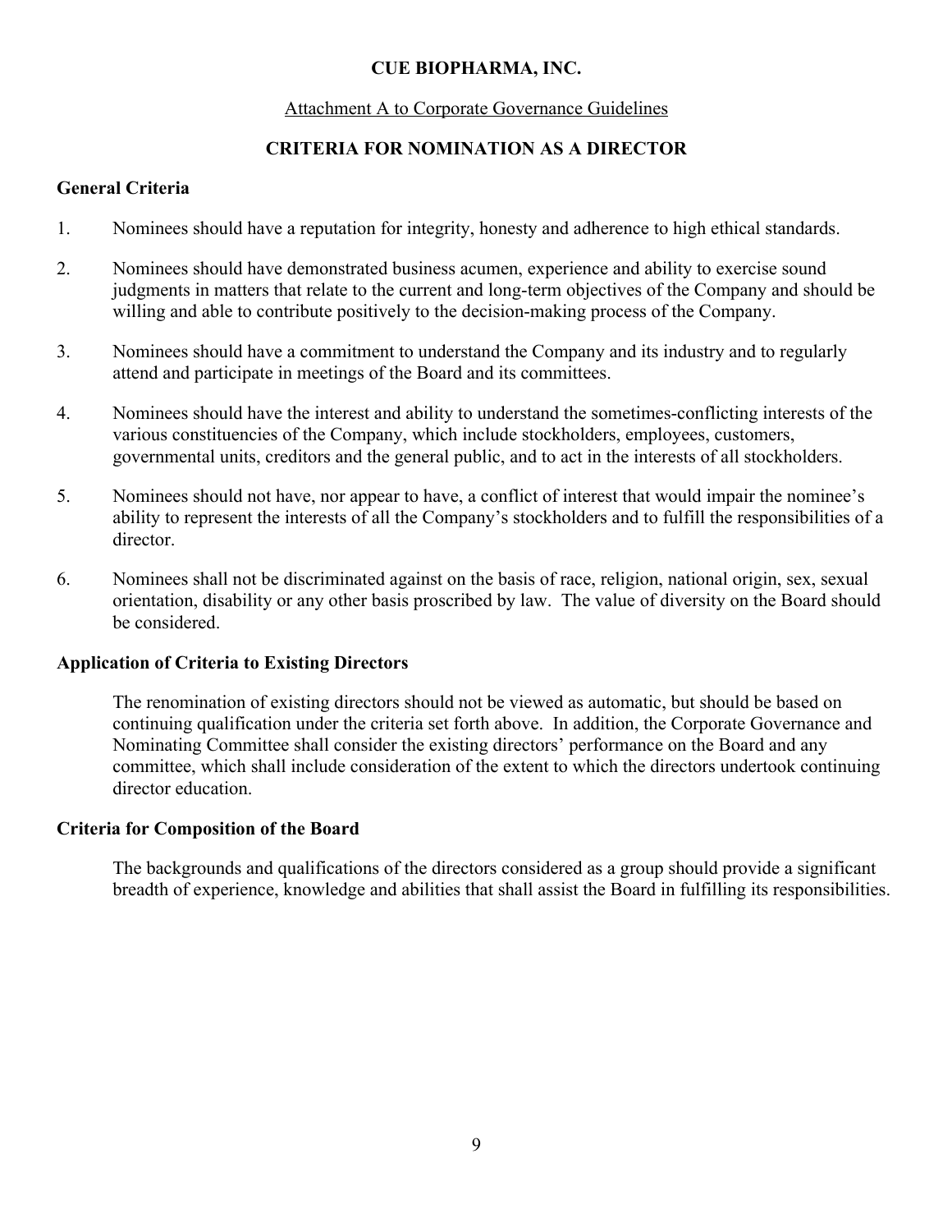**CUE BIOPHARMA, INC.**

Attachment A to Corporate Governance Guidelines

# CRITERIA FOR NOMINATION AS A DIRECTOR

## General Criteria

1. Nominees should have a reputation for integrity, honesty and adherence to high ethical standards.

2. Nominees should have demonstrated business acumen, experience and ability to exercise sound judgments in matters that relate to the current and long-term objectives of the Company and should be willing and able to contribute positively to the decision-making process of the Company.

3. Nominees should have a commitment to understand the Company and its industry and to regularly attend and participate in meetings of the Board and its committees.

4. Nominees should have the interest and ability to understand the sometimes-conflicting interests of the various constituencies of the Company, which include stockholders, employees, customers, governmental units, creditors and the general public, and to act in the interests of all stockholders.

5. Nominees should not have, nor appear to have, a conflict of interest that would impair the nominee's ability to represent the interests of all the Company's stockholders and to fulfill the responsibilities of a director.

6. Nominees shall not be discriminated against on the basis of race, religion, national origin, sex, sexual orientation, disability or any other basis proscribed by law. The value of diversity on the Board should be considered.

## Application of Criteria to Existing Directors

The renomination of existing directors should not be viewed as automatic, but should be based on continuing qualification under the criteria set forth above. In addition, the Corporate Governance and Nominating Committee shall consider the existing directors' performance on the Board and any committee, which shall include consideration of the extent to which the directors undertook continuing director education.

## Criteria for Composition of the Board

The backgrounds and qualifications of the directors considered as a group should provide a significant breadth of experience, knowledge and abilities that shall assist the Board in fulfilling its responsibilities.